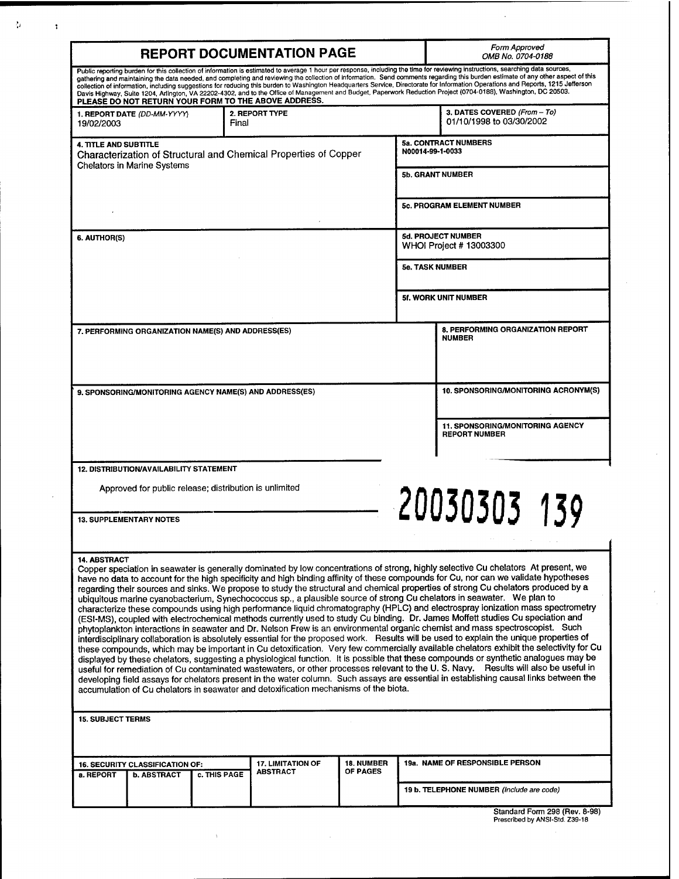# REPORT DOCUMENTATION PAGE

*Form Approved*
*OMB No. 0704-0188*

Public reporting burden for this collection of information is estimated to average 1 hour per response, including the time for reviewing instructions, searching data sources, gathering and maintaining the data needed, and completing and reviewing the collection of information. Send comments regarding this burden estimate of any other aspect of this collection of information, including suggestions for reducing this burden to Washington Headquarters Service, Directorate for Information Operations and Reports, 1215 Jefferson Davis Highway, Suite 1204, Arlington, VA 22202-4302, and to the Office of Management and Budget, Paperwork Reduction Project (0704-0188), Washington, DC 20503.

**PLEASE DO NOT RETURN YOUR FORM TO THE ABOVE ADDRESS.**

| 1. REPORT DATE *(DD-MM-YYYY)* | 2. REPORT TYPE | 3. DATES COVERED *(From – To)* |
|---|---|---|
| 19/02/2003 | Final | 01/10/1998 to 03/30/2002 |

**4. TITLE AND SUBTITLE**
Characterization of Structural and Chemical Properties of Copper Chelators in Marine Systems

**5a. CONTRACT NUMBERS**
N00014-99-1-0033

**5b. GRANT NUMBER**

**5c. PROGRAM ELEMENT NUMBER**

**6. AUTHOR(S)**

**5d. PROJECT NUMBER**
WHOI Project # 13003300

**5e. TASK NUMBER**

**5f. WORK UNIT NUMBER**

**7. PERFORMING ORGANIZATION NAME(S) AND ADDRESS(ES)**

**8. PERFORMING ORGANIZATION REPORT NUMBER**

**9. SPONSORING/MONITORING AGENCY NAME(S) AND ADDRESS(ES)**

**10. SPONSORING/MONITORING ACRONYM(S)**

**11. SPONSORING/MONITORING AGENCY REPORT NUMBER**

**12. DISTRIBUTION/AVAILABILITY STATEMENT**

Approved for public release; distribution is unlimited

20030303 139

**13. SUPPLEMENTARY NOTES**

**14. ABSTRACT**

Copper speciation in seawater is generally dominated by low concentrations of strong, highly selective Cu chelators At present, we have no data to account for the high specificity and high binding affinity of these compounds for Cu, nor can we validate hypotheses regarding their sources and sinks. We propose to study the structural and chemical properties of strong Cu chelators produced by a ubiquitous marine cyanobacterium, Synechococcus sp., a plausible source of strong Cu chelators in seawater. We plan to characterize these compounds using high performance liquid chromatography (HPLC) and electrospray ionization mass spectrometry (ESI-MS), coupled with electrochemical methods currently used to study Cu binding. Dr. James Moffett studies Cu speciation and phytoplankton interactions in seawater and Dr. Nelson Frew is an environmental organic chemist and mass spectroscopist. Such interdisciplinary collaboration is absolutely essential for the proposed work. Results will be used to explain the unique properties of these compounds, which may be important in Cu detoxification. Very few commercially available chelators exhibit the selectivity for Cu displayed by these chelators, suggesting a physiological function. It is possible that these compounds or synthetic analogues may be useful for remediation of Cu contaminated wastewaters, or other processes relevant to the U. S. Navy. Results will also be useful in developing field assays for chelators present in the water column. Such assays are essential in establishing causal links between the accumulation of Cu chelators in seawater and detoxification mechanisms of the biota.

**15. SUBJECT TERMS**

| 16. SECURITY CLASSIFICATION OF: | | | 17. LIMITATION OF ABSTRACT | 18. NUMBER OF PAGES | 19a. NAME OF RESPONSIBLE PERSON |
|---|---|---|---|---|---|
| a. REPORT | b. ABSTRACT | c. THIS PAGE | | | 19 b. TELEPHONE NUMBER *(Include are code)* |
| | | | | | |

Standard Form 298 (Rev. 8-98)
Prescribed by ANSI-Std. Z39-18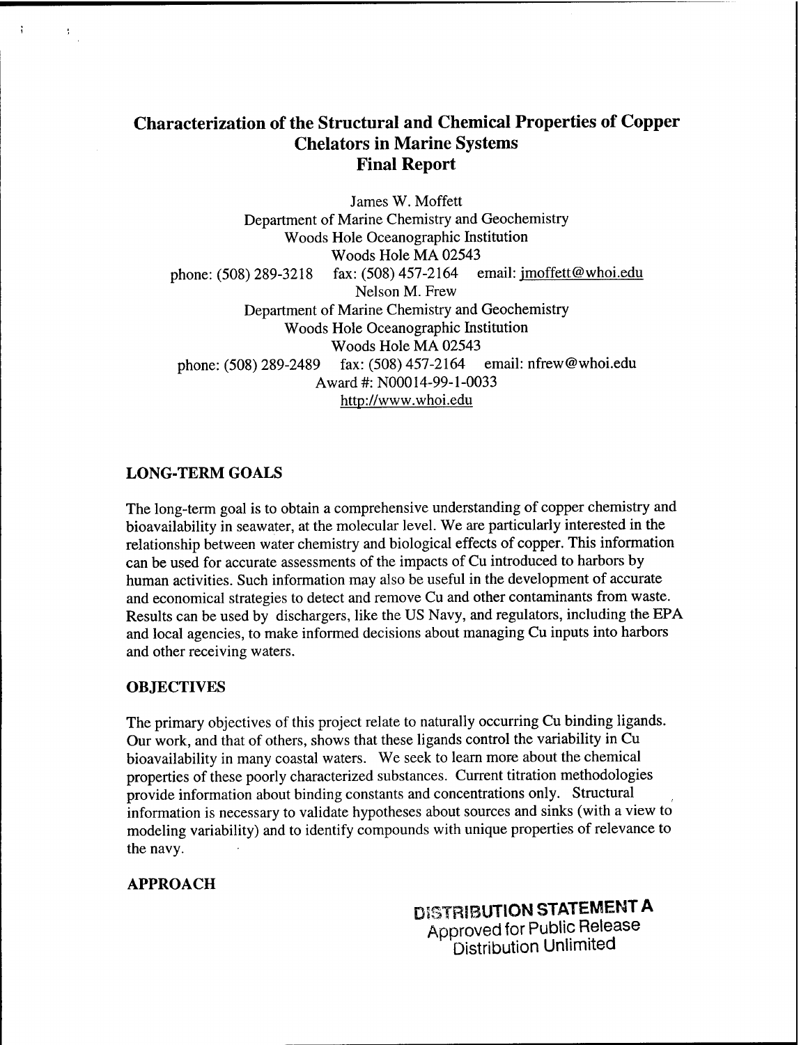# Characterization of the Structural and Chemical Properties of Copper Chelators in Marine Systems
# Final Report

James W. Moffett
Department of Marine Chemistry and Geochemistry
Woods Hole Oceanographic Institution
Woods Hole MA 02543
phone: (508) 289-3218 fax: (508) 457-2164 email: jmoffett@whoi.edu
Nelson M. Frew
Department of Marine Chemistry and Geochemistry
Woods Hole Oceanographic Institution
Woods Hole MA 02543
phone: (508) 289-2489 fax: (508) 457-2164 email: nfrew@whoi.edu
Award #: N00014-99-1-0033
http://www.whoi.edu

## LONG-TERM GOALS

The long-term goal is to obtain a comprehensive understanding of copper chemistry and bioavailability in seawater, at the molecular level. We are particularly interested in the relationship between water chemistry and biological effects of copper. This information can be used for accurate assessments of the impacts of Cu introduced to harbors by human activities. Such information may also be useful in the development of accurate and economical strategies to detect and remove Cu and other contaminants from waste. Results can be used by dischargers, like the US Navy, and regulators, including the EPA and local agencies, to make informed decisions about managing Cu inputs into harbors and other receiving waters.

## OBJECTIVES

The primary objectives of this project relate to naturally occurring Cu binding ligands. Our work, and that of others, shows that these ligands control the variability in Cu bioavailability in many coastal waters. We seek to learn more about the chemical properties of these poorly characterized substances. Current titration methodologies provide information about binding constants and concentrations only. Structural information is necessary to validate hypotheses about sources and sinks (with a view to modeling variability) and to identify compounds with unique properties of relevance to the navy.

## APPROACH

DISTRIBUTION STATEMENT A
Approved for Public Release
Distribution Unlimited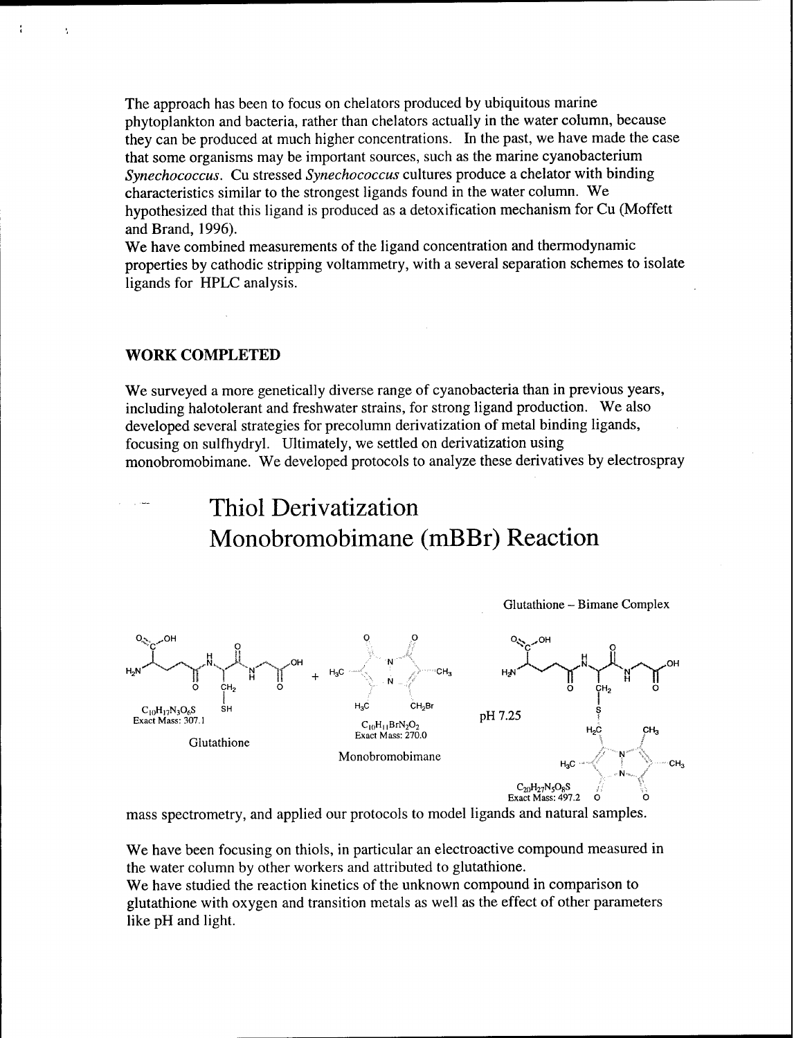The approach has been to focus on chelators produced by ubiquitous marine phytoplankton and bacteria, rather than chelators actually in the water column, because they can be produced at much higher concentrations. In the past, we have made the case that some organisms may be important sources, such as the marine cyanobacterium *Synechococcus*. Cu stressed *Synechococcus* cultures produce a chelator with binding characteristics similar to the strongest ligands found in the water column. We hypothesized that this ligand is produced as a detoxification mechanism for Cu (Moffett and Brand, 1996).

We have combined measurements of the ligand concentration and thermodynamic properties by cathodic stripping voltammetry, with a several separation schemes to isolate ligands for HPLC analysis.

## WORK COMPLETED

We surveyed a more genetically diverse range of cyanobacteria than in previous years, including halotolerant and freshwater strains, for strong ligand production. We also developed several strategies for precolumn derivatization of metal binding ligands, focusing on sulfhydryl. Ultimately, we settled on derivatization using monobromobimane. We developed protocols to analyze these derivatives by electrospray mass spectrometry, and applied our protocols to model ligands and natural samples.

# Thiol Derivatization
# Monobromobimane (mBBr) Reaction

Glutathione + Monobromobimane → Glutathione – Bimane Complex (pH 7.25)

Glutathione: $C_{10}H_{17}N_3O_6S$, Exact Mass: 307.1

Monobromobimane: $C_{10}H_{11}BrN_2O_2$, Exact Mass: 270.0

Glutathione – Bimane Complex: $C_{20}H_{27}N_5O_8S$, Exact Mass: 497.2

We have been focusing on thiols, in particular an electroactive compound measured in the water column by other workers and attributed to glutathione.

We have studied the reaction kinetics of the unknown compound in comparison to glutathione with oxygen and transition metals as well as the effect of other parameters like pH and light.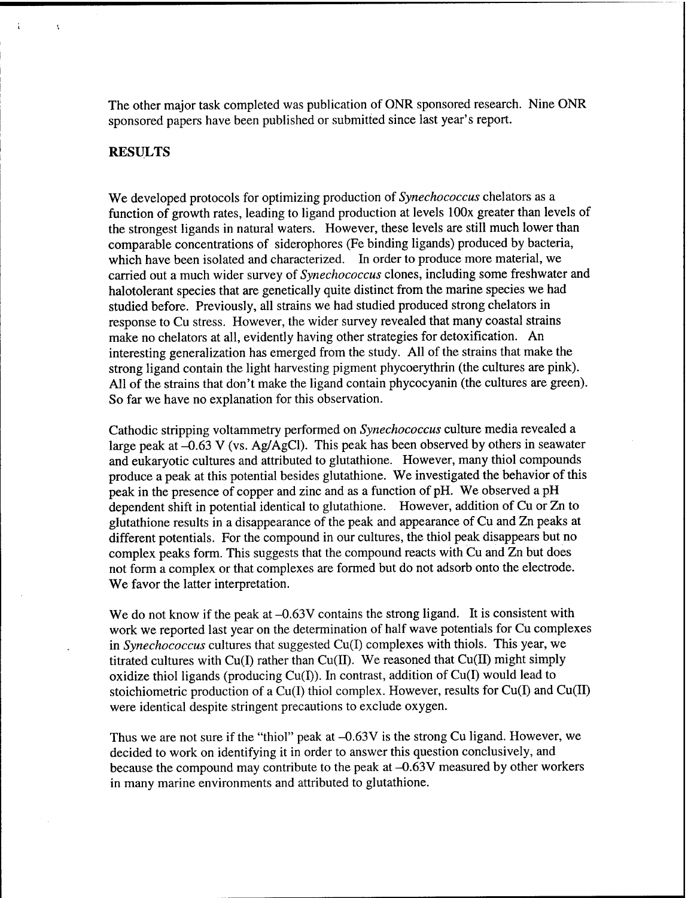The other major task completed was publication of ONR sponsored research. Nine ONR sponsored papers have been published or submitted since last year's report.

## RESULTS

We developed protocols for optimizing production of *Synechococcus* chelators as a function of growth rates, leading to ligand production at levels 100x greater than levels of the strongest ligands in natural waters. However, these levels are still much lower than comparable concentrations of siderophores (Fe binding ligands) produced by bacteria, which have been isolated and characterized. In order to produce more material, we carried out a much wider survey of *Synechococcus* clones, including some freshwater and halotolerant species that are genetically quite distinct from the marine species we had studied before. Previously, all strains we had studied produced strong chelators in response to Cu stress. However, the wider survey revealed that many coastal strains make no chelators at all, evidently having other strategies for detoxification. An interesting generalization has emerged from the study. All of the strains that make the strong ligand contain the light harvesting pigment phycoerythrin (the cultures are pink). All of the strains that don't make the ligand contain phycocyanin (the cultures are green). So far we have no explanation for this observation.

Cathodic stripping voltammetry performed on *Synechococcus* culture media revealed a large peak at –0.63 V (vs. Ag/AgCl). This peak has been observed by others in seawater and eukaryotic cultures and attributed to glutathione. However, many thiol compounds produce a peak at this potential besides glutathione. We investigated the behavior of this peak in the presence of copper and zinc and as a function of pH. We observed a pH dependent shift in potential identical to glutathione. However, addition of Cu or Zn to glutathione results in a disappearance of the peak and appearance of Cu and Zn peaks at different potentials. For the compound in our cultures, the thiol peak disappears but no complex peaks form. This suggests that the compound reacts with Cu and Zn but does not form a complex or that complexes are formed but do not adsorb onto the electrode. We favor the latter interpretation.

We do not know if the peak at –0.63V contains the strong ligand. It is consistent with work we reported last year on the determination of half wave potentials for Cu complexes in *Synechococcus* cultures that suggested Cu(I) complexes with thiols. This year, we titrated cultures with Cu(I) rather than Cu(II). We reasoned that Cu(II) might simply oxidize thiol ligands (producing Cu(I)). In contrast, addition of Cu(I) would lead to stoichiometric production of a Cu(I) thiol complex. However, results for Cu(I) and Cu(II) were identical despite stringent precautions to exclude oxygen.

Thus we are not sure if the "thiol" peak at –0.63V is the strong Cu ligand. However, we decided to work on identifying it in order to answer this question conclusively, and because the compound may contribute to the peak at –0.63V measured by other workers in many marine environments and attributed to glutathione.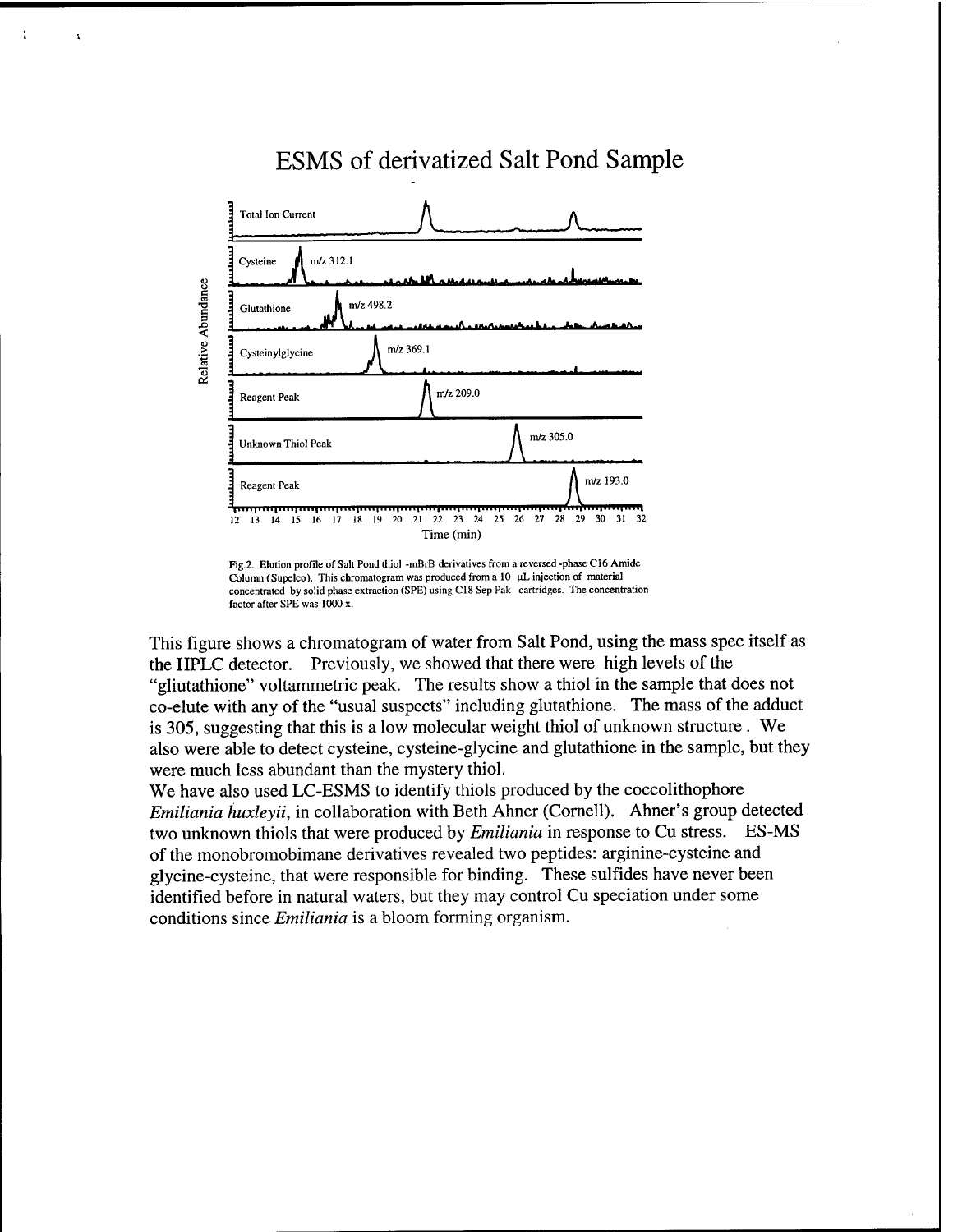## ESMS of derivatized Salt Pond Sample

Fig.2. Elution profile of Salt Pond thiol -mBrB derivatives from a reversed-phase C16 Amide Column (Supelco). This chromatogram was produced from a 10 μL injection of material concentrated by solid phase extraction (SPE) using C18 Sep Pak cartridges. The concentration factor after SPE was 1000 x.

This figure shows a chromatogram of water from Salt Pond, using the mass spec itself as the HPLC detector. Previously, we showed that there were high levels of the "gliutathione" voltammetric peak. The results show a thiol in the sample that does not co-elute with any of the "usual suspects" including glutathione. The mass of the adduct is 305, suggesting that this is a low molecular weight thiol of unknown structure. We also were able to detect cysteine, cysteine-glycine and glutathione in the sample, but they were much less abundant than the mystery thiol.

We have also used LC-ESMS to identify thiols produced by the coccolithophore *Emiliania huxleyii*, in collaboration with Beth Ahner (Cornell). Ahner's group detected two unknown thiols that were produced by *Emiliania* in response to Cu stress. ES-MS of the monobromobimane derivatives revealed two peptides: arginine-cysteine and glycine-cysteine, that were responsible for binding. These sulfides have never been identified before in natural waters, but they may control Cu speciation under some conditions since *Emiliania* is a bloom forming organism.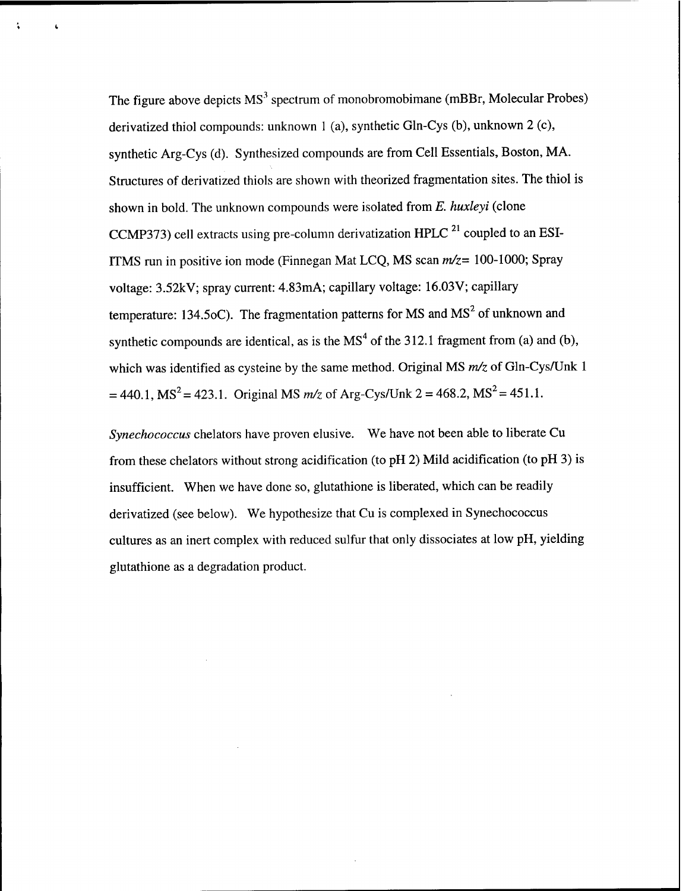The figure above depicts $MS^3$ spectrum of monobromobimane (mBBr, Molecular Probes) derivatized thiol compounds: unknown 1 (a), synthetic Gln-Cys (b), unknown 2 (c), synthetic Arg-Cys (d). Synthesized compounds are from Cell Essentials, Boston, MA. Structures of derivatized thiols are shown with theorized fragmentation sites. The thiol is shown in bold. The unknown compounds were isolated from *E. huxleyi* (clone CCMP373) cell extracts using pre-column derivatization HPLC [21] coupled to an ESI-ITMS run in positive ion mode (Finnegan Mat LCQ, MS scan *m/z*= 100-1000; Spray voltage: 3.52kV; spray current: 4.83mA; capillary voltage: 16.03V; capillary temperature: 134.5oC). The fragmentation patterns for MS and $MS^2$ of unknown and synthetic compounds are identical, as is the $MS^4$ of the 312.1 fragment from (a) and (b), which was identified as cysteine by the same method. Original MS *m/z* of Gln-Cys/Unk 1 = 440.1, $MS^2$ = 423.1. Original MS *m/z* of Arg-Cys/Unk 2 = 468.2, $MS^2$ = 451.1.

*Synechococcus* chelators have proven elusive. We have not been able to liberate Cu from these chelators without strong acidification (to pH 2) Mild acidification (to pH 3) is insufficient. When we have done so, glutathione is liberated, which can be readily derivatized (see below). We hypothesize that Cu is complexed in Synechococcus cultures as an inert complex with reduced sulfur that only dissociates at low pH, yielding glutathione as a degradation product.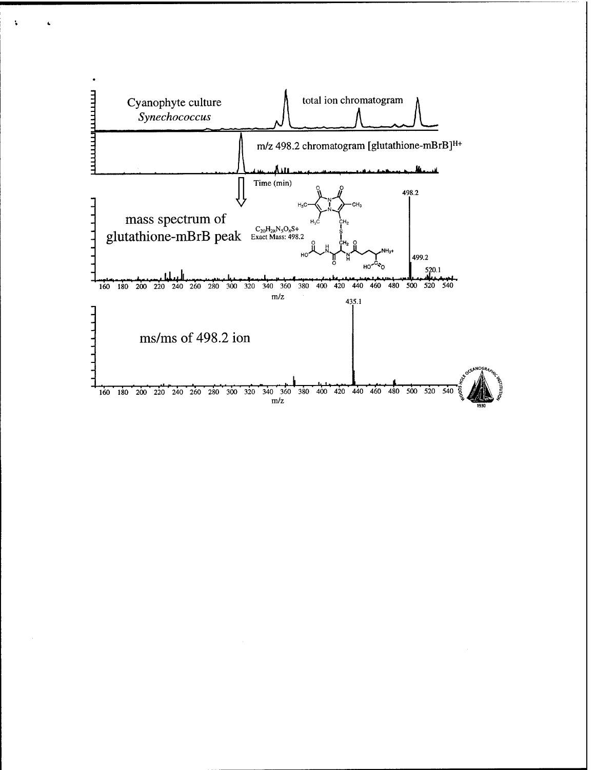Cyanophyte culture *Synechococcus*

total ion chromatogram

m/z 498.2 chromatogram [glutathione-mBrB]$^{H+}$

Time (min)

mass spectrum of glutathione-mBrB peak

$C_{20}H_{28}N_5O_8S^+$
Exact Mass: 498.2

498.2

499.2

520.1

160 180 200 220 240 260 280 300 320 340 360 380 400 420 440 460 480 500 520 540

m/z

435.1

ms/ms of 498.2 ion

160 180 200 220 240 260 280 300 320 340 360 380 400 420 440 460 480 500 520 540

m/z

WOODS HOLE OCEANOGRAPHIC INSTITUTION 1930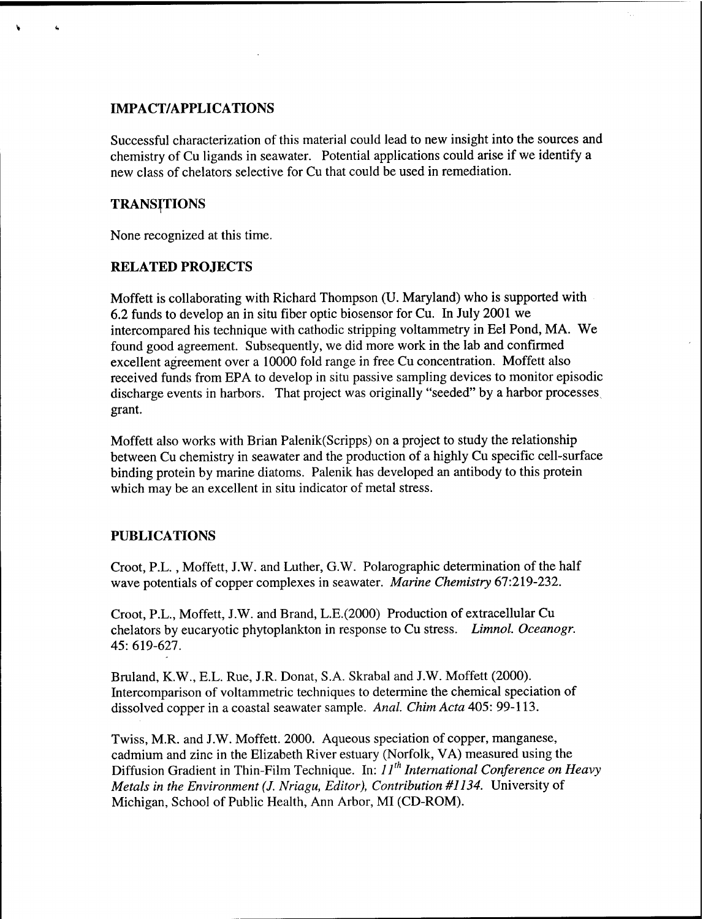## IMPACT/APPLICATIONS

Successful characterization of this material could lead to new insight into the sources and chemistry of Cu ligands in seawater. Potential applications could arise if we identify a new class of chelators selective for Cu that could be used in remediation.

## TRANSITIONS

None recognized at this time.

## RELATED PROJECTS

Moffett is collaborating with Richard Thompson (U. Maryland) who is supported with 6.2 funds to develop an in situ fiber optic biosensor for Cu. In July 2001 we intercompared his technique with cathodic stripping voltammetry in Eel Pond, MA. We found good agreement. Subsequently, we did more work in the lab and confirmed excellent agreement over a 10000 fold range in free Cu concentration. Moffett also received funds from EPA to develop in situ passive sampling devices to monitor episodic discharge events in harbors. That project was originally "seeded" by a harbor processes grant.

Moffett also works with Brian Palenik(Scripps) on a project to study the relationship between Cu chemistry in seawater and the production of a highly Cu specific cell-surface binding protein by marine diatoms. Palenik has developed an antibody to this protein which may be an excellent in situ indicator of metal stress.

## PUBLICATIONS

Croot, P.L. , Moffett, J.W. and Luther, G.W. Polarographic determination of the half wave potentials of copper complexes in seawater. *Marine Chemistry* 67:219-232.

Croot, P.L., Moffett, J.W. and Brand, L.E.(2000) Production of extracellular Cu chelators by eucaryotic phytoplankton in response to Cu stress. *Limnol. Oceanogr.* 45: 619-627.

Bruland, K.W., E.L. Rue, J.R. Donat, S.A. Skrabal and J.W. Moffett (2000). Intercomparison of voltammetric techniques to determine the chemical speciation of dissolved copper in a coastal seawater sample. *Anal. Chim Acta* 405: 99-113.

Twiss, M.R. and J.W. Moffett. 2000. Aqueous speciation of copper, manganese, cadmium and zinc in the Elizabeth River estuary (Norfolk, VA) measured using the Diffusion Gradient in Thin-Film Technique. In: *11th International Conference on Heavy Metals in the Environment (J. Nriagu, Editor), Contribution #1134.* University of Michigan, School of Public Health, Ann Arbor, MI (CD-ROM).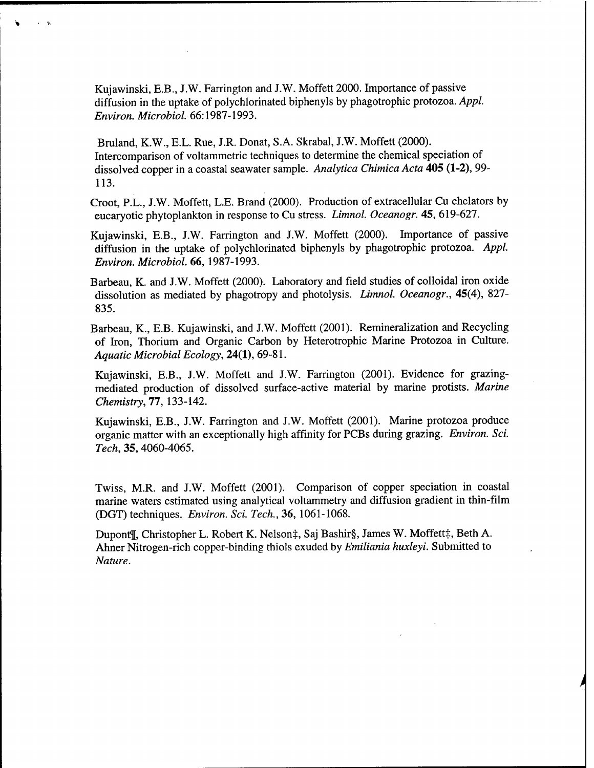Kujawinski, E.B., J.W. Farrington and J.W. Moffett 2000. Importance of passive diffusion in the uptake of polychlorinated biphenyls by phagotrophic protozoa. *Appl. Environ. Microbiol.* 66:1987-1993.

Bruland, K.W., E.L. Rue, J.R. Donat, S.A. Skrabal, J.W. Moffett (2000). Intercomparison of voltammetric techniques to determine the chemical speciation of dissolved copper in a coastal seawater sample. *Analytica Chimica Acta* **405 (1-2)**, 99-113.

Croot, P.L., J.W. Moffett, L.E. Brand (2000). Production of extracellular Cu chelators by eucaryotic phytoplankton in response to Cu stress. *Limnol. Oceanogr.* **45**, 619-627.

Kujawinski, E.B., J.W. Farrington and J.W. Moffett (2000). Importance of passive diffusion in the uptake of polychlorinated biphenyls by phagotrophic protozoa. *Appl. Environ. Microbiol.* **66**, 1987-1993.

Barbeau, K. and J.W. Moffett (2000). Laboratory and field studies of colloidal iron oxide dissolution as mediated by phagotropy and photolysis. *Limnol. Oceanogr.*, **45**(4), 827-835.

Barbeau, K., E.B. Kujawinski, and J.W. Moffett (2001). Remineralization and Recycling of Iron, Thorium and Organic Carbon by Heterotrophic Marine Protozoa in Culture. *Aquatic Microbial Ecology*, **24(1)**, 69-81.

Kujawinski, E.B., J.W. Moffett and J.W. Farrington (2001). Evidence for grazing-mediated production of dissolved surface-active material by marine protists. *Marine Chemistry*, **77**, 133-142.

Kujawinski, E.B., J.W. Farrington and J.W. Moffett (2001). Marine protozoa produce organic matter with an exceptionally high affinity for PCBs during grazing. *Environ. Sci. Tech*, **35**, 4060-4065.

Twiss, M.R. and J.W. Moffett (2001). Comparison of copper speciation in coastal marine waters estimated using analytical voltammetry and diffusion gradient in thin-film (DGT) techniques. *Environ. Sci. Tech.*, **36**, 1061-1068.

Dupont¶, Christopher L. Robert K. Nelson‡, Saj Bashir§, James W. Moffett‡, Beth A. Ahner Nitrogen-rich copper-binding thiols exuded by *Emiliania huxleyi*. Submitted to *Nature*.